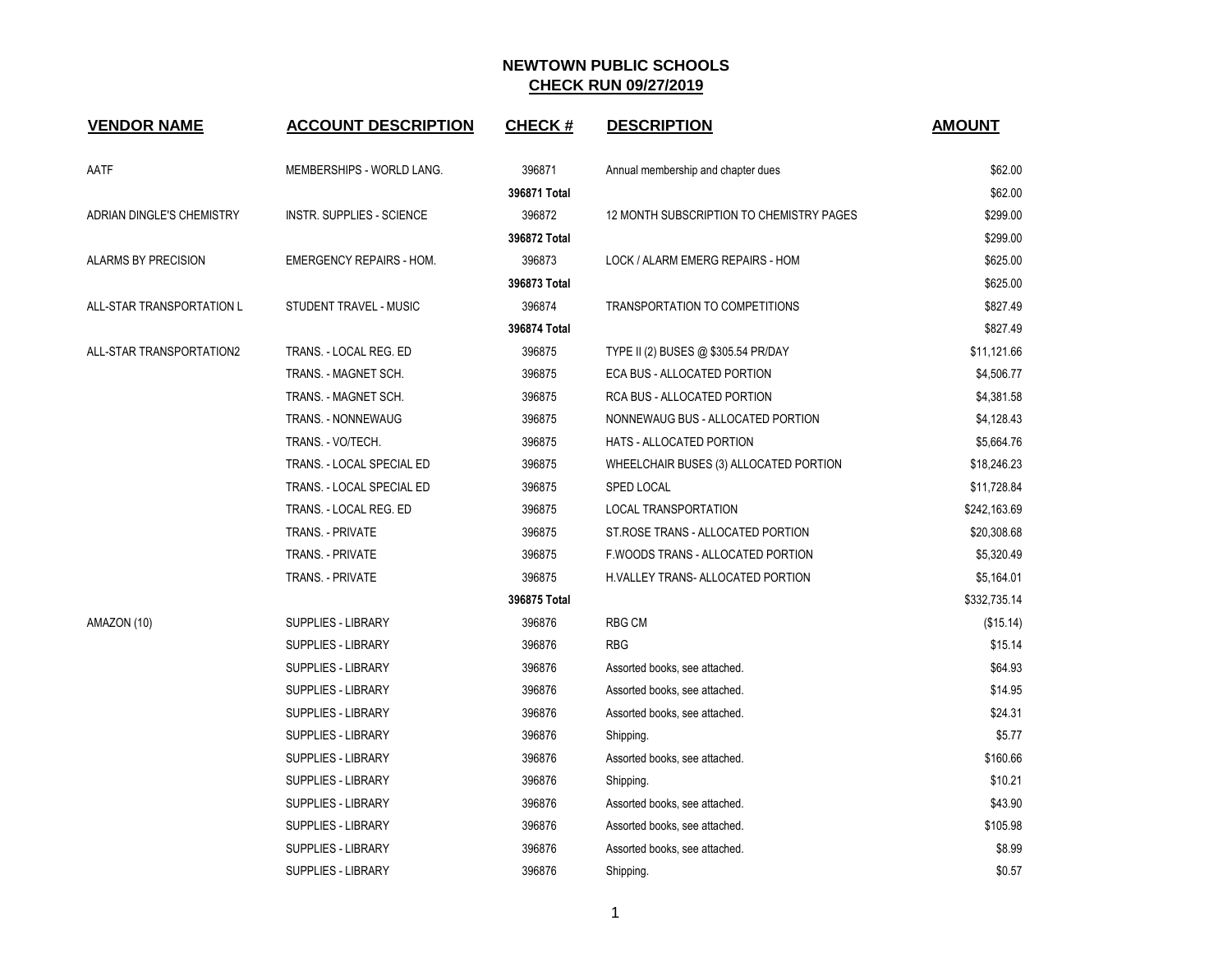# NEWTOWN PUBLIC SCHOOLS

## CHECK RUN 09/27/2019

| VENDOR NAME | ACCOUNT DESCRIPTION | CHECK # | DESCRIPTION | AMOUNT |
|---|---|---|---|---|
| AATF | MEMBERSHIPS - WORLD LANG. | 396871 | Annual membership and chapter dues | $62.00 |
| | | **396871 Total** | | $62.00 |
| ADRIAN DINGLE'S CHEMISTRY | INSTR. SUPPLIES - SCIENCE | 396872 | 12 MONTH SUBSCRIPTION TO CHEMISTRY PAGES | $299.00 |
| | | **396872 Total** | | $299.00 |
| ALARMS BY PRECISION | EMERGENCY REPAIRS - HOM. | 396873 | LOCK / ALARM EMERG REPAIRS - HOM | $625.00 |
| | | **396873 Total** | | $625.00 |
| ALL-STAR TRANSPORTATION L | STUDENT TRAVEL - MUSIC | 396874 | TRANSPORTATION TO COMPETITIONS | $827.49 |
| | | **396874 Total** | | $827.49 |
| ALL-STAR TRANSPORTATION2 | TRANS. - LOCAL REG. ED | 396875 | TYPE II (2) BUSES @ $305.54 PR/DAY | $11,121.66 |
| | TRANS. - MAGNET SCH. | 396875 | ECA BUS - ALLOCATED PORTION | $4,506.77 |
| | TRANS. - MAGNET SCH. | 396875 | RCA BUS - ALLOCATED PORTION | $4,381.58 |
| | TRANS. - NONNEWAUG | 396875 | NONNEWAUG BUS - ALLOCATED PORTION | $4,128.43 |
| | TRANS. - VO/TECH. | 396875 | HATS - ALLOCATED PORTION | $5,664.76 |
| | TRANS. - LOCAL SPECIAL ED | 396875 | WHEELCHAIR BUSES (3) ALLOCATED PORTION | $18,246.23 |
| | TRANS. - LOCAL SPECIAL ED | 396875 | SPED LOCAL | $11,728.84 |
| | TRANS. - LOCAL REG. ED | 396875 | LOCAL TRANSPORTATION | $242,163.69 |
| | TRANS. - PRIVATE | 396875 | ST.ROSE TRANS - ALLOCATED PORTION | $20,308.68 |
| | TRANS. - PRIVATE | 396875 | F.WOODS TRANS - ALLOCATED PORTION | $5,320.49 |
| | TRANS. - PRIVATE | 396875 | H.VALLEY TRANS- ALLOCATED PORTION | $5,164.01 |
| | | **396875 Total** | | $332,735.14 |
| AMAZON (10) | SUPPLIES - LIBRARY | 396876 | RBG CM | ($15.14) |
| | SUPPLIES - LIBRARY | 396876 | RBG | $15.14 |
| | SUPPLIES - LIBRARY | 396876 | Assorted books, see attached. | $64.93 |
| | SUPPLIES - LIBRARY | 396876 | Assorted books, see attached. | $14.95 |
| | SUPPLIES - LIBRARY | 396876 | Assorted books, see attached. | $24.31 |
| | SUPPLIES - LIBRARY | 396876 | Shipping. | $5.77 |
| | SUPPLIES - LIBRARY | 396876 | Assorted books, see attached. | $160.66 |
| | SUPPLIES - LIBRARY | 396876 | Shipping. | $10.21 |
| | SUPPLIES - LIBRARY | 396876 | Assorted books, see attached. | $43.90 |
| | SUPPLIES - LIBRARY | 396876 | Assorted books, see attached. | $105.98 |
| | SUPPLIES - LIBRARY | 396876 | Assorted books, see attached. | $8.99 |
| | SUPPLIES - LIBRARY | 396876 | Shipping. | $0.57 |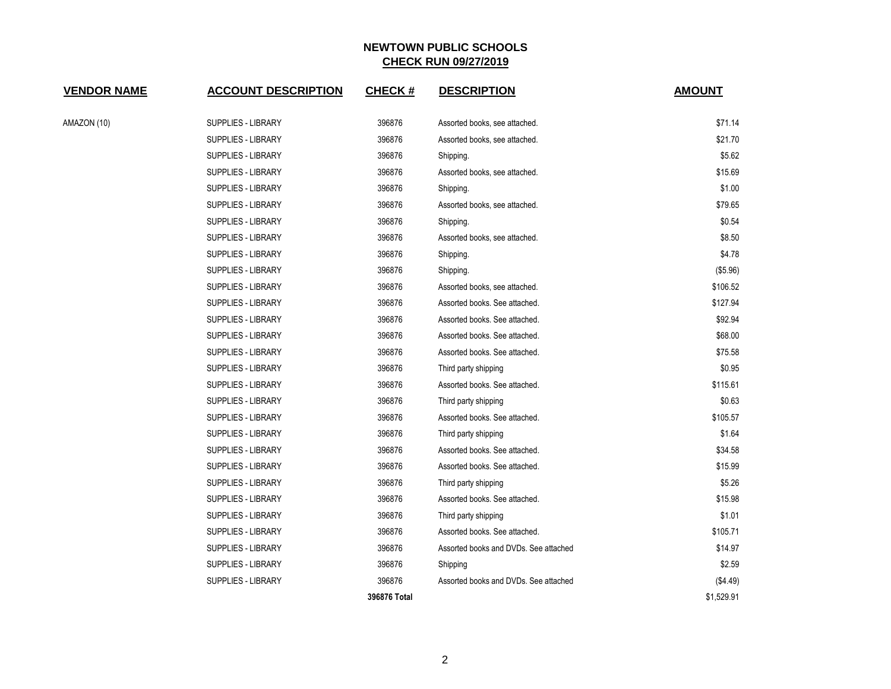# NEWTOWN PUBLIC SCHOOLS

## CHECK RUN 09/27/2019

| VENDOR NAME | ACCOUNT DESCRIPTION | CHECK # | DESCRIPTION | AMOUNT |
|---|---|---|---|---|
| AMAZON (10) | SUPPLIES - LIBRARY | 396876 | Assorted books, see attached. | $71.14 |
| | SUPPLIES - LIBRARY | 396876 | Assorted books, see attached. | $21.70 |
| | SUPPLIES - LIBRARY | 396876 | Shipping. | $5.62 |
| | SUPPLIES - LIBRARY | 396876 | Assorted books, see attached. | $15.69 |
| | SUPPLIES - LIBRARY | 396876 | Shipping. | $1.00 |
| | SUPPLIES - LIBRARY | 396876 | Assorted books, see attached. | $79.65 |
| | SUPPLIES - LIBRARY | 396876 | Shipping. | $0.54 |
| | SUPPLIES - LIBRARY | 396876 | Assorted books, see attached. | $8.50 |
| | SUPPLIES - LIBRARY | 396876 | Shipping. | $4.78 |
| | SUPPLIES - LIBRARY | 396876 | Shipping. | ($5.96) |
| | SUPPLIES - LIBRARY | 396876 | Assorted books, see attached. | $106.52 |
| | SUPPLIES - LIBRARY | 396876 | Assorted books. See attached. | $127.94 |
| | SUPPLIES - LIBRARY | 396876 | Assorted books. See attached. | $92.94 |
| | SUPPLIES - LIBRARY | 396876 | Assorted books. See attached. | $68.00 |
| | SUPPLIES - LIBRARY | 396876 | Assorted books. See attached. | $75.58 |
| | SUPPLIES - LIBRARY | 396876 | Third party shipping | $0.95 |
| | SUPPLIES - LIBRARY | 396876 | Assorted books. See attached. | $115.61 |
| | SUPPLIES - LIBRARY | 396876 | Third party shipping | $0.63 |
| | SUPPLIES - LIBRARY | 396876 | Assorted books. See attached. | $105.57 |
| | SUPPLIES - LIBRARY | 396876 | Third party shipping | $1.64 |
| | SUPPLIES - LIBRARY | 396876 | Assorted books. See attached. | $34.58 |
| | SUPPLIES - LIBRARY | 396876 | Assorted books. See attached. | $15.99 |
| | SUPPLIES - LIBRARY | 396876 | Third party shipping | $5.26 |
| | SUPPLIES - LIBRARY | 396876 | Assorted books. See attached. | $15.98 |
| | SUPPLIES - LIBRARY | 396876 | Third party shipping | $1.01 |
| | SUPPLIES - LIBRARY | 396876 | Assorted books. See attached. | $105.71 |
| | SUPPLIES - LIBRARY | 396876 | Assorted books and DVDs. See attached | $14.97 |
| | SUPPLIES - LIBRARY | 396876 | Shipping | $2.59 |
| | SUPPLIES - LIBRARY | 396876 | Assorted books and DVDs. See attached | ($4.49) |
| | | **396876 Total** | | $1,529.91 |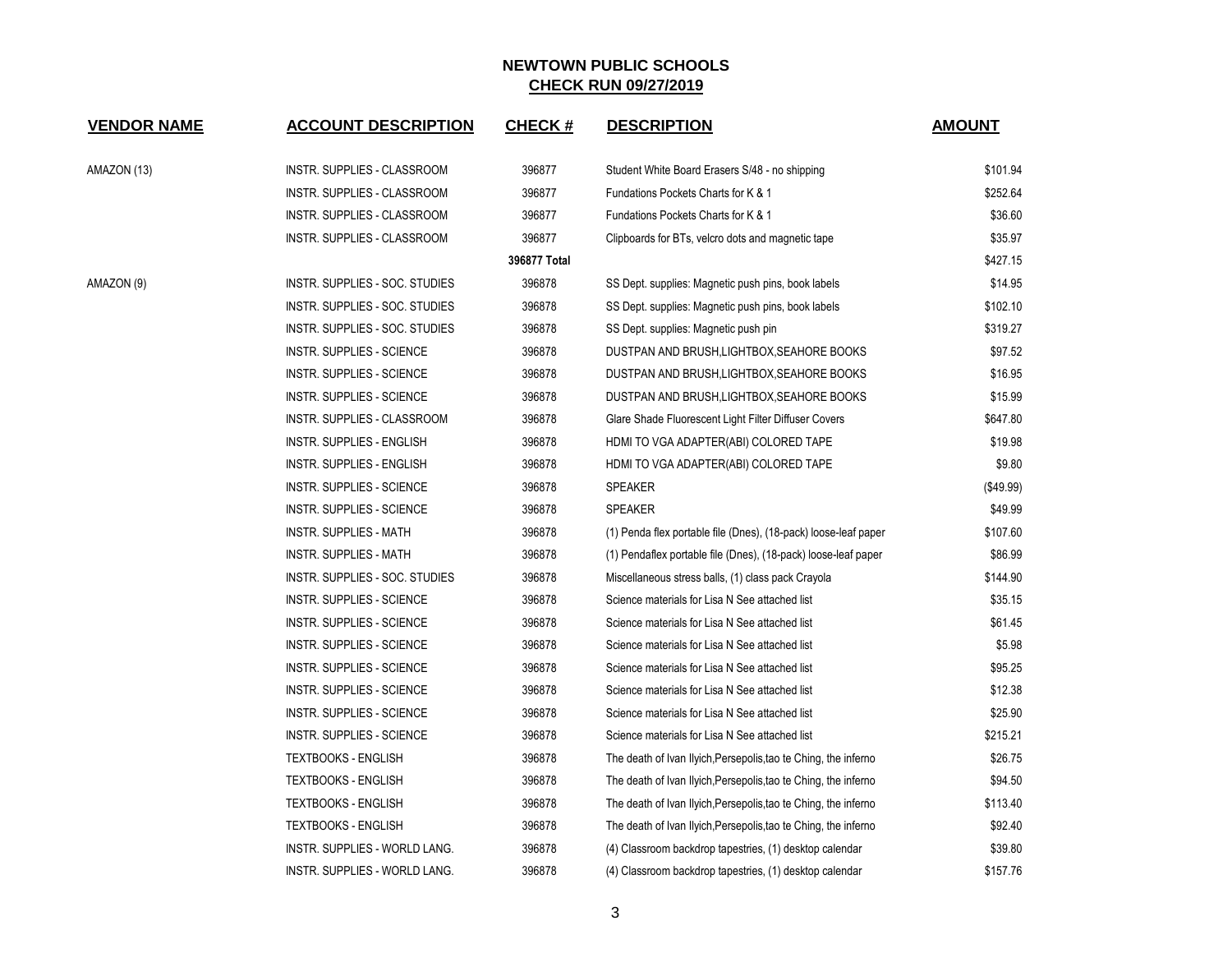# NEWTOWN PUBLIC SCHOOLS
## CHECK RUN 09/27/2019

| VENDOR NAME | ACCOUNT DESCRIPTION | CHECK # | DESCRIPTION | AMOUNT |
|---|---|---|---|---|
| AMAZON (13) | INSTR. SUPPLIES - CLASSROOM | 396877 | Student White Board Erasers S/48 - no shipping | $101.94 |
| | INSTR. SUPPLIES - CLASSROOM | 396877 | Fundations Pockets Charts for K & 1 | $252.64 |
| | INSTR. SUPPLIES - CLASSROOM | 396877 | Fundations Pockets Charts for K & 1 | $36.60 |
| | INSTR. SUPPLIES - CLASSROOM | 396877 | Clipboards for BTs, velcro dots and magnetic tape | $35.97 |
| | | **396877 Total** | | $427.15 |
| AMAZON (9) | INSTR. SUPPLIES - SOC. STUDIES | 396878 | SS Dept. supplies: Magnetic push pins, book labels | $14.95 |
| | INSTR. SUPPLIES - SOC. STUDIES | 396878 | SS Dept. supplies: Magnetic push pins, book labels | $102.10 |
| | INSTR. SUPPLIES - SOC. STUDIES | 396878 | SS Dept. supplies: Magnetic push pin | $319.27 |
| | INSTR. SUPPLIES - SCIENCE | 396878 | DUSTPAN AND BRUSH,LIGHTBOX,SEAHORE BOOKS | $97.52 |
| | INSTR. SUPPLIES - SCIENCE | 396878 | DUSTPAN AND BRUSH,LIGHTBOX,SEAHORE BOOKS | $16.95 |
| | INSTR. SUPPLIES - SCIENCE | 396878 | DUSTPAN AND BRUSH,LIGHTBOX,SEAHORE BOOKS | $15.99 |
| | INSTR. SUPPLIES - CLASSROOM | 396878 | Glare Shade Fluorescent Light Filter Diffuser Covers | $647.80 |
| | INSTR. SUPPLIES - ENGLISH | 396878 | HDMI TO VGA ADAPTER(ABI) COLORED TAPE | $19.98 |
| | INSTR. SUPPLIES - ENGLISH | 396878 | HDMI TO VGA ADAPTER(ABI) COLORED TAPE | $9.80 |
| | INSTR. SUPPLIES - SCIENCE | 396878 | SPEAKER | ($49.99) |
| | INSTR. SUPPLIES - SCIENCE | 396878 | SPEAKER | $49.99 |
| | INSTR. SUPPLIES - MATH | 396878 | (1) Penda flex portable file (Dnes), (18-pack) loose-leaf paper | $107.60 |
| | INSTR. SUPPLIES - MATH | 396878 | (1) Pendaflex portable file (Dnes), (18-pack) loose-leaf paper | $86.99 |
| | INSTR. SUPPLIES - SOC. STUDIES | 396878 | Miscellaneous stress balls, (1) class pack Crayola | $144.90 |
| | INSTR. SUPPLIES - SCIENCE | 396878 | Science materials for Lisa N See attached list | $35.15 |
| | INSTR. SUPPLIES - SCIENCE | 396878 | Science materials for Lisa N See attached list | $61.45 |
| | INSTR. SUPPLIES - SCIENCE | 396878 | Science materials for Lisa N See attached list | $5.98 |
| | INSTR. SUPPLIES - SCIENCE | 396878 | Science materials for Lisa N See attached list | $95.25 |
| | INSTR. SUPPLIES - SCIENCE | 396878 | Science materials for Lisa N See attached list | $12.38 |
| | INSTR. SUPPLIES - SCIENCE | 396878 | Science materials for Lisa N See attached list | $25.90 |
| | INSTR. SUPPLIES - SCIENCE | 396878 | Science materials for Lisa N See attached list | $215.21 |
| | TEXTBOOKS - ENGLISH | 396878 | The death of Ivan Ilyich,Persepolis,tao te Ching, the inferno | $26.75 |
| | TEXTBOOKS - ENGLISH | 396878 | The death of Ivan Ilyich,Persepolis,tao te Ching, the inferno | $94.50 |
| | TEXTBOOKS - ENGLISH | 396878 | The death of Ivan Ilyich,Persepolis,tao te Ching, the inferno | $113.40 |
| | TEXTBOOKS - ENGLISH | 396878 | The death of Ivan Ilyich,Persepolis,tao te Ching, the inferno | $92.40 |
| | INSTR. SUPPLIES - WORLD LANG. | 396878 | (4) Classroom backdrop tapestries, (1) desktop calendar | $39.80 |
| | INSTR. SUPPLIES - WORLD LANG. | 396878 | (4) Classroom backdrop tapestries, (1) desktop calendar | $157.76 |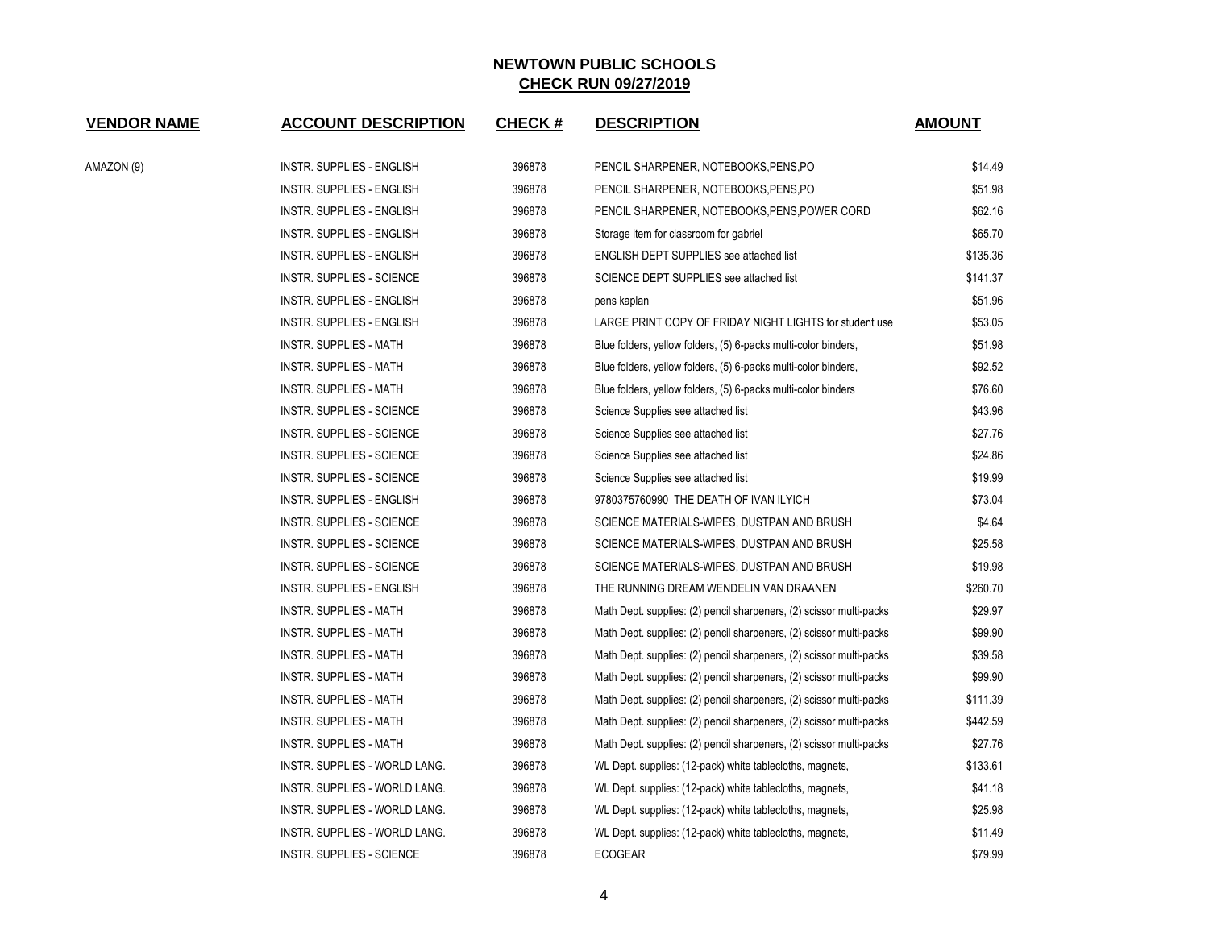# NEWTOWN PUBLIC SCHOOLS
## CHECK RUN 09/27/2019

| VENDOR NAME | ACCOUNT DESCRIPTION | CHECK # | DESCRIPTION | AMOUNT |
|---|---|---|---|---|
| AMAZON (9) | INSTR. SUPPLIES - ENGLISH | 396878 | PENCIL SHARPENER, NOTEBOOKS,PENS,PO | $14.49 |
| | INSTR. SUPPLIES - ENGLISH | 396878 | PENCIL SHARPENER, NOTEBOOKS,PENS,PO | $51.98 |
| | INSTR. SUPPLIES - ENGLISH | 396878 | PENCIL SHARPENER, NOTEBOOKS,PENS,POWER CORD | $62.16 |
| | INSTR. SUPPLIES - ENGLISH | 396878 | Storage item for classroom for gabriel | $65.70 |
| | INSTR. SUPPLIES - ENGLISH | 396878 | ENGLISH DEPT SUPPLIES see attached list | $135.36 |
| | INSTR. SUPPLIES - SCIENCE | 396878 | SCIENCE DEPT SUPPLIES see attached list | $141.37 |
| | INSTR. SUPPLIES - ENGLISH | 396878 | pens kaplan | $51.96 |
| | INSTR. SUPPLIES - ENGLISH | 396878 | LARGE PRINT COPY OF FRIDAY NIGHT LIGHTS for student use | $53.05 |
| | INSTR. SUPPLIES - MATH | 396878 | Blue folders, yellow folders, (5) 6-packs multi-color binders, | $51.98 |
| | INSTR. SUPPLIES - MATH | 396878 | Blue folders, yellow folders, (5) 6-packs multi-color binders, | $92.52 |
| | INSTR. SUPPLIES - MATH | 396878 | Blue folders, yellow folders, (5) 6-packs multi-color binders | $76.60 |
| | INSTR. SUPPLIES - SCIENCE | 396878 | Science Supplies see attached list | $43.96 |
| | INSTR. SUPPLIES - SCIENCE | 396878 | Science Supplies see attached list | $27.76 |
| | INSTR. SUPPLIES - SCIENCE | 396878 | Science Supplies see attached list | $24.86 |
| | INSTR. SUPPLIES - SCIENCE | 396878 | Science Supplies see attached list | $19.99 |
| | INSTR. SUPPLIES - ENGLISH | 396878 | 9780375760990 THE DEATH OF IVAN ILYICH | $73.04 |
| | INSTR. SUPPLIES - SCIENCE | 396878 | SCIENCE MATERIALS-WIPES, DUSTPAN AND BRUSH | $4.64 |
| | INSTR. SUPPLIES - SCIENCE | 396878 | SCIENCE MATERIALS-WIPES, DUSTPAN AND BRUSH | $25.58 |
| | INSTR. SUPPLIES - SCIENCE | 396878 | SCIENCE MATERIALS-WIPES, DUSTPAN AND BRUSH | $19.98 |
| | INSTR. SUPPLIES - ENGLISH | 396878 | THE RUNNING DREAM WENDELIN VAN DRAANEN | $260.70 |
| | INSTR. SUPPLIES - MATH | 396878 | Math Dept. supplies: (2) pencil sharpeners, (2) scissor multi-packs | $29.97 |
| | INSTR. SUPPLIES - MATH | 396878 | Math Dept. supplies: (2) pencil sharpeners, (2) scissor multi-packs | $99.90 |
| | INSTR. SUPPLIES - MATH | 396878 | Math Dept. supplies: (2) pencil sharpeners, (2) scissor multi-packs | $39.58 |
| | INSTR. SUPPLIES - MATH | 396878 | Math Dept. supplies: (2) pencil sharpeners, (2) scissor multi-packs | $99.90 |
| | INSTR. SUPPLIES - MATH | 396878 | Math Dept. supplies: (2) pencil sharpeners, (2) scissor multi-packs | $111.39 |
| | INSTR. SUPPLIES - MATH | 396878 | Math Dept. supplies: (2) pencil sharpeners, (2) scissor multi-packs | $442.59 |
| | INSTR. SUPPLIES - MATH | 396878 | Math Dept. supplies: (2) pencil sharpeners, (2) scissor multi-packs | $27.76 |
| | INSTR. SUPPLIES - WORLD LANG. | 396878 | WL Dept. supplies: (12-pack) white tablecloths, magnets, | $133.61 |
| | INSTR. SUPPLIES - WORLD LANG. | 396878 | WL Dept. supplies: (12-pack) white tablecloths, magnets, | $41.18 |
| | INSTR. SUPPLIES - WORLD LANG. | 396878 | WL Dept. supplies: (12-pack) white tablecloths, magnets, | $25.98 |
| | INSTR. SUPPLIES - WORLD LANG. | 396878 | WL Dept. supplies: (12-pack) white tablecloths, magnets, | $11.49 |
| | INSTR. SUPPLIES - SCIENCE | 396878 | ECOGEAR | $79.99 |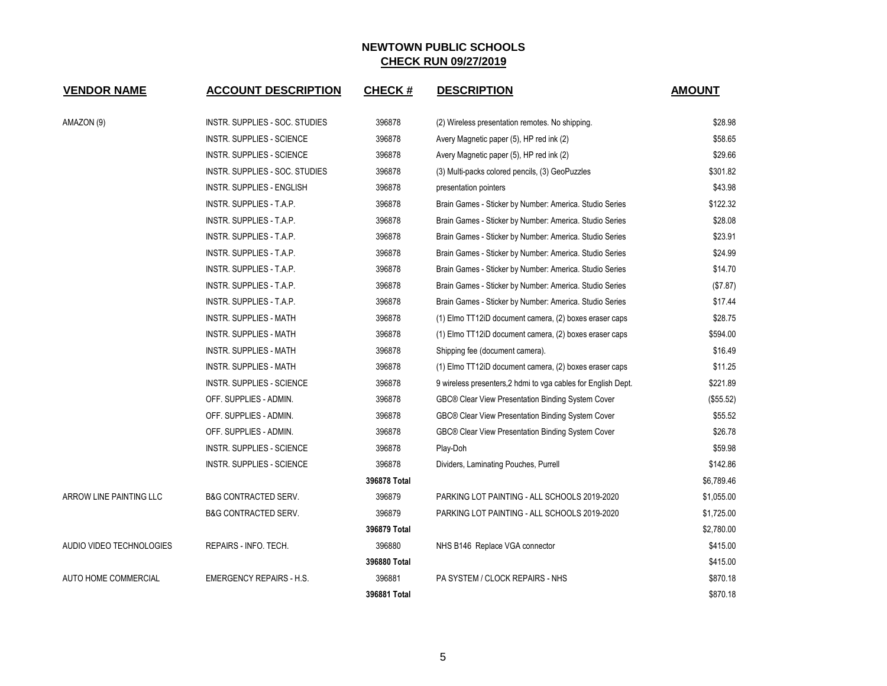# NEWTOWN PUBLIC SCHOOLS

## CHECK RUN 09/27/2019

| VENDOR NAME | ACCOUNT DESCRIPTION | CHECK # | DESCRIPTION | AMOUNT |
|---|---|---|---|---|
| AMAZON (9) | INSTR. SUPPLIES - SOC. STUDIES | 396878 | (2) Wireless presentation remotes. No shipping. | $28.98 |
| | INSTR. SUPPLIES - SCIENCE | 396878 | Avery Magnetic paper (5), HP red ink (2) | $58.65 |
| | INSTR. SUPPLIES - SCIENCE | 396878 | Avery Magnetic paper (5), HP red ink (2) | $29.66 |
| | INSTR. SUPPLIES - SOC. STUDIES | 396878 | (3) Multi-packs colored pencils, (3) GeoPuzzles | $301.82 |
| | INSTR. SUPPLIES - ENGLISH | 396878 | presentation pointers | $43.98 |
| | INSTR. SUPPLIES - T.A.P. | 396878 | Brain Games - Sticker by Number: America. Studio Series | $122.32 |
| | INSTR. SUPPLIES - T.A.P. | 396878 | Brain Games - Sticker by Number: America. Studio Series | $28.08 |
| | INSTR. SUPPLIES - T.A.P. | 396878 | Brain Games - Sticker by Number: America. Studio Series | $23.91 |
| | INSTR. SUPPLIES - T.A.P. | 396878 | Brain Games - Sticker by Number: America. Studio Series | $24.99 |
| | INSTR. SUPPLIES - T.A.P. | 396878 | Brain Games - Sticker by Number: America. Studio Series | $14.70 |
| | INSTR. SUPPLIES - T.A.P. | 396878 | Brain Games - Sticker by Number: America. Studio Series | ($7.87) |
| | INSTR. SUPPLIES - T.A.P. | 396878 | Brain Games - Sticker by Number: America. Studio Series | $17.44 |
| | INSTR. SUPPLIES - MATH | 396878 | (1) Elmo TT12iD document camera, (2) boxes eraser caps | $28.75 |
| | INSTR. SUPPLIES - MATH | 396878 | (1) Elmo TT12iD document camera, (2) boxes eraser caps | $594.00 |
| | INSTR. SUPPLIES - MATH | 396878 | Shipping fee (document camera). | $16.49 |
| | INSTR. SUPPLIES - MATH | 396878 | (1) Elmo TT12iD document camera, (2) boxes eraser caps | $11.25 |
| | INSTR. SUPPLIES - SCIENCE | 396878 | 9 wireless presenters,2 hdmi to vga cables for English Dept. | $221.89 |
| | OFF. SUPPLIES - ADMIN. | 396878 | GBC® Clear View Presentation Binding System Cover | ($55.52) |
| | OFF. SUPPLIES - ADMIN. | 396878 | GBC® Clear View Presentation Binding System Cover | $55.52 |
| | OFF. SUPPLIES - ADMIN. | 396878 | GBC® Clear View Presentation Binding System Cover | $26.78 |
| | INSTR. SUPPLIES - SCIENCE | 396878 | Play-Doh | $59.98 |
| | INSTR. SUPPLIES - SCIENCE | 396878 | Dividers, Laminating Pouches, Purrell | $142.86 |
| | | **396878 Total** | | $6,789.46 |
| ARROW LINE PAINTING LLC | B&G CONTRACTED SERV. | 396879 | PARKING LOT PAINTING - ALL SCHOOLS 2019-2020 | $1,055.00 |
| | B&G CONTRACTED SERV. | 396879 | PARKING LOT PAINTING - ALL SCHOOLS 2019-2020 | $1,725.00 |
| | | **396879 Total** | | $2,780.00 |
| AUDIO VIDEO TECHNOLOGIES | REPAIRS - INFO. TECH. | 396880 | NHS B146 Replace VGA connector | $415.00 |
| | | **396880 Total** | | $415.00 |
| AUTO HOME COMMERCIAL | EMERGENCY REPAIRS - H.S. | 396881 | PA SYSTEM / CLOCK REPAIRS - NHS | $870.18 |
| | | **396881 Total** | | $870.18 |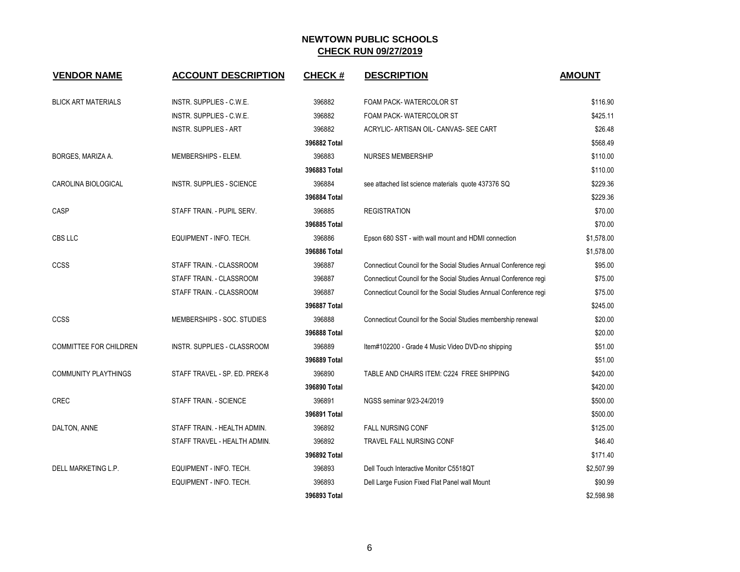# NEWTOWN PUBLIC SCHOOLS

## CHECK RUN 09/27/2019

| VENDOR NAME | ACCOUNT DESCRIPTION | CHECK # | DESCRIPTION | AMOUNT |
|---|---|---|---|---|
| BLICK ART MATERIALS | INSTR. SUPPLIES - C.W.E. | 396882 | FOAM PACK- WATERCOLOR ST | $116.90 |
| | INSTR. SUPPLIES - C.W.E. | 396882 | FOAM PACK- WATERCOLOR ST | $425.11 |
| | INSTR. SUPPLIES - ART | 396882 | ACRYLIC- ARTISAN OIL- CANVAS- SEE CART | $26.48 |
| | | **396882 Total** | | $568.49 |
| BORGES, MARIZA A. | MEMBERSHIPS - ELEM. | 396883 | NURSES MEMBERSHIP | $110.00 |
| | | **396883 Total** | | $110.00 |
| CAROLINA BIOLOGICAL | INSTR. SUPPLIES - SCIENCE | 396884 | see attached list science materials quote 437376 SQ | $229.36 |
| | | **396884 Total** | | $229.36 |
| CASP | STAFF TRAIN. - PUPIL SERV. | 396885 | REGISTRATION | $70.00 |
| | | **396885 Total** | | $70.00 |
| CBS LLC | EQUIPMENT - INFO. TECH. | 396886 | Epson 680 SST - with wall mount and HDMI connection | $1,578.00 |
| | | **396886 Total** | | $1,578.00 |
| CCSS | STAFF TRAIN. - CLASSROOM | 396887 | Connecticut Council for the Social Studies Annual Conference regi | $95.00 |
| | STAFF TRAIN. - CLASSROOM | 396887 | Connecticut Council for the Social Studies Annual Conference regi | $75.00 |
| | STAFF TRAIN. - CLASSROOM | 396887 | Connecticut Council for the Social Studies Annual Conference regi | $75.00 |
| | | **396887 Total** | | $245.00 |
| CCSS | MEMBERSHIPS - SOC. STUDIES | 396888 | Connecticut Council for the Social Studies membership renewal | $20.00 |
| | | **396888 Total** | | $20.00 |
| COMMITTEE FOR CHILDREN | INSTR. SUPPLIES - CLASSROOM | 396889 | Item#102200 - Grade 4 Music Video DVD-no shipping | $51.00 |
| | | **396889 Total** | | $51.00 |
| COMMUNITY PLAYTHINGS | STAFF TRAVEL - SP. ED. PREK-8 | 396890 | TABLE AND CHAIRS ITEM: C224 FREE SHIPPING | $420.00 |
| | | **396890 Total** | | $420.00 |
| CREC | STAFF TRAIN. - SCIENCE | 396891 | NGSS seminar 9/23-24/2019 | $500.00 |
| | | **396891 Total** | | $500.00 |
| DALTON, ANNE | STAFF TRAIN. - HEALTH ADMIN. | 396892 | FALL NURSING CONF | $125.00 |
| | STAFF TRAVEL - HEALTH ADMIN. | 396892 | TRAVEL FALL NURSING CONF | $46.40 |
| | | **396892 Total** | | $171.40 |
| DELL MARKETING L.P. | EQUIPMENT - INFO. TECH. | 396893 | Dell Touch Interactive Monitor C5518QT | $2,507.99 |
| | EQUIPMENT - INFO. TECH. | 396893 | Dell Large Fusion Fixed Flat Panel wall Mount | $90.99 |
| | | **396893 Total** | | $2,598.98 |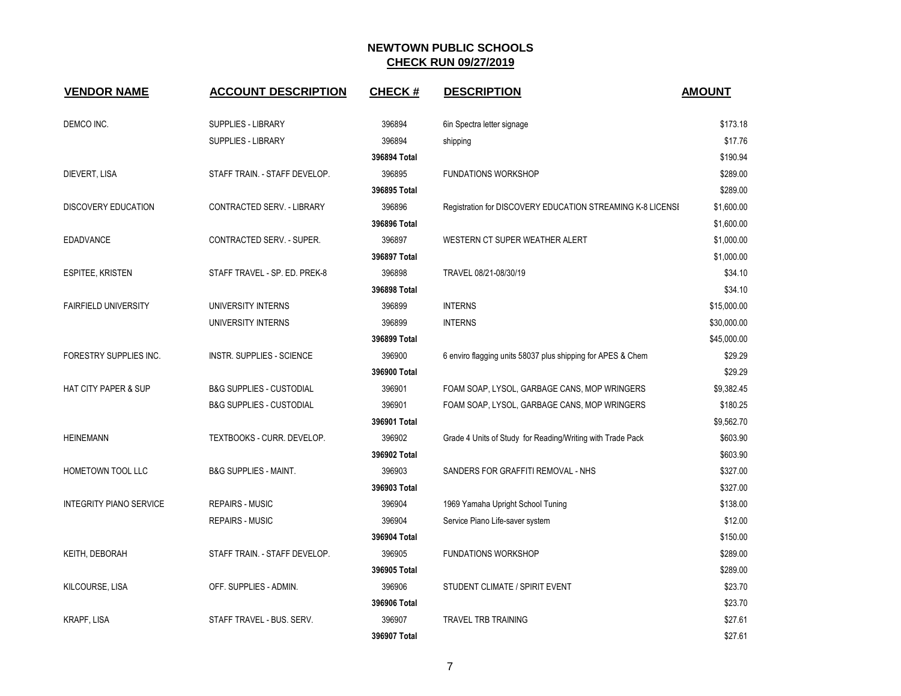# NEWTOWN PUBLIC SCHOOLS
## CHECK RUN 09/27/2019

| VENDOR NAME | ACCOUNT DESCRIPTION | CHECK # | DESCRIPTION | AMOUNT |
|---|---|---|---|---|
| DEMCO INC. | SUPPLIES - LIBRARY | 396894 | 6in Spectra letter signage | $173.18 |
| | SUPPLIES - LIBRARY | 396894 | shipping | $17.76 |
| | | **396894 Total** | | $190.94 |
| DIEVERT, LISA | STAFF TRAIN. - STAFF DEVELOP. | 396895 | FUNDATIONS WORKSHOP | $289.00 |
| | | **396895 Total** | | $289.00 |
| DISCOVERY EDUCATION | CONTRACTED SERV. - LIBRARY | 396896 | Registration for DISCOVERY EDUCATION STREAMING K-8 LICENSI | $1,600.00 |
| | | **396896 Total** | | $1,600.00 |
| EDADVANCE | CONTRACTED SERV. - SUPER. | 396897 | WESTERN CT SUPER WEATHER ALERT | $1,000.00 |
| | | **396897 Total** | | $1,000.00 |
| ESPITEE, KRISTEN | STAFF TRAVEL - SP. ED. PREK-8 | 396898 | TRAVEL 08/21-08/30/19 | $34.10 |
| | | **396898 Total** | | $34.10 |
| FAIRFIELD UNIVERSITY | UNIVERSITY INTERNS | 396899 | INTERNS | $15,000.00 |
| | UNIVERSITY INTERNS | 396899 | INTERNS | $30,000.00 |
| | | **396899 Total** | | $45,000.00 |
| FORESTRY SUPPLIES INC. | INSTR. SUPPLIES - SCIENCE | 396900 | 6 enviro flagging units 58037 plus shipping for APES & Chem | $29.29 |
| | | **396900 Total** | | $29.29 |
| HAT CITY PAPER & SUP | B&G SUPPLIES - CUSTODIAL | 396901 | FOAM SOAP, LYSOL, GARBAGE CANS, MOP WRINGERS | $9,382.45 |
| | B&G SUPPLIES - CUSTODIAL | 396901 | FOAM SOAP, LYSOL, GARBAGE CANS, MOP WRINGERS | $180.25 |
| | | **396901 Total** | | $9,562.70 |
| HEINEMANN | TEXTBOOKS - CURR. DEVELOP. | 396902 | Grade 4 Units of Study for Reading/Writing with Trade Pack | $603.90 |
| | | **396902 Total** | | $603.90 |
| HOMETOWN TOOL LLC | B&G SUPPLIES - MAINT. | 396903 | SANDERS FOR GRAFFITI REMOVAL - NHS | $327.00 |
| | | **396903 Total** | | $327.00 |
| INTEGRITY PIANO SERVICE | REPAIRS - MUSIC | 396904 | 1969 Yamaha Upright School Tuning | $138.00 |
| | REPAIRS - MUSIC | 396904 | Service Piano Life-saver system | $12.00 |
| | | **396904 Total** | | $150.00 |
| KEITH, DEBORAH | STAFF TRAIN. - STAFF DEVELOP. | 396905 | FUNDATIONS WORKSHOP | $289.00 |
| | | **396905 Total** | | $289.00 |
| KILCOURSE, LISA | OFF. SUPPLIES - ADMIN. | 396906 | STUDENT CLIMATE / SPIRIT EVENT | $23.70 |
| | | **396906 Total** | | $23.70 |
| KRAPF, LISA | STAFF TRAVEL - BUS. SERV. | 396907 | TRAVEL TRB TRAINING | $27.61 |
| | | **396907 Total** | | $27.61 |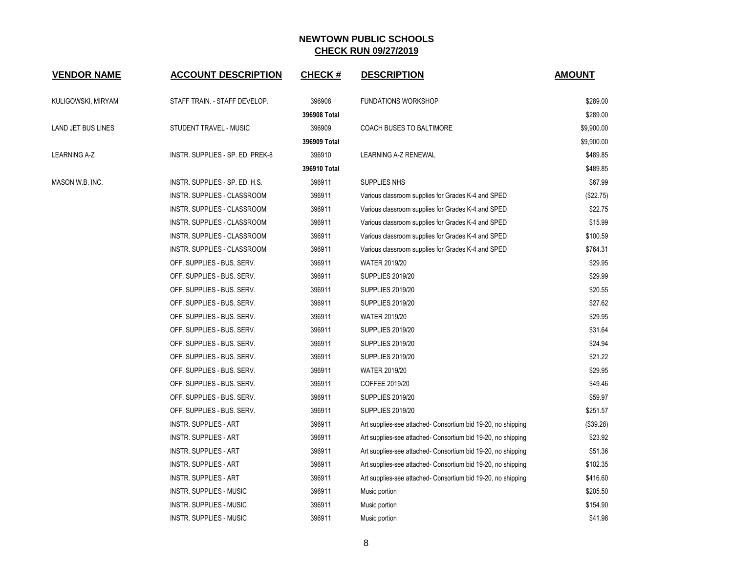# NEWTOWN PUBLIC SCHOOLS

## CHECK RUN 09/27/2019

| VENDOR NAME | ACCOUNT DESCRIPTION | CHECK # | DESCRIPTION | AMOUNT |
|---|---|---|---|---|
| KULIGOWSKI, MIRYAM | STAFF TRAIN. - STAFF DEVELOP. | 396908 | FUNDATIONS WORKSHOP | $289.00 |
| | | **396908 Total** | | $289.00 |
| LAND JET BUS LINES | STUDENT TRAVEL - MUSIC | 396909 | COACH BUSES TO BALTIMORE | $9,900.00 |
| | | **396909 Total** | | $9,900.00 |
| LEARNING A-Z | INSTR. SUPPLIES - SP. ED. PREK-8 | 396910 | LEARNING A-Z RENEWAL | $489.85 |
| | | **396910 Total** | | $489.85 |
| MASON W.B. INC. | INSTR. SUPPLIES - SP. ED. H.S. | 396911 | SUPPLIES NHS | $67.99 |
| | INSTR. SUPPLIES - CLASSROOM | 396911 | Various classroom supplies for Grades K-4 and SPED | ($22.75) |
| | INSTR. SUPPLIES - CLASSROOM | 396911 | Various classroom supplies for Grades K-4 and SPED | $22.75 |
| | INSTR. SUPPLIES - CLASSROOM | 396911 | Various classroom supplies for Grades K-4 and SPED | $15.99 |
| | INSTR. SUPPLIES - CLASSROOM | 396911 | Various classroom supplies for Grades K-4 and SPED | $100.59 |
| | INSTR. SUPPLIES - CLASSROOM | 396911 | Various classroom supplies for Grades K-4 and SPED | $764.31 |
| | OFF. SUPPLIES - BUS. SERV. | 396911 | WATER 2019/20 | $29.95 |
| | OFF. SUPPLIES - BUS. SERV. | 396911 | SUPPLIES 2019/20 | $29.99 |
| | OFF. SUPPLIES - BUS. SERV. | 396911 | SUPPLIES 2019/20 | $20.55 |
| | OFF. SUPPLIES - BUS. SERV. | 396911 | SUPPLIES 2019/20 | $27.62 |
| | OFF. SUPPLIES - BUS. SERV. | 396911 | WATER 2019/20 | $29.95 |
| | OFF. SUPPLIES - BUS. SERV. | 396911 | SUPPLIES 2019/20 | $31.64 |
| | OFF. SUPPLIES - BUS. SERV. | 396911 | SUPPLIES 2019/20 | $24.94 |
| | OFF. SUPPLIES - BUS. SERV. | 396911 | SUPPLIES 2019/20 | $21.22 |
| | OFF. SUPPLIES - BUS. SERV. | 396911 | WATER 2019/20 | $29.95 |
| | OFF. SUPPLIES - BUS. SERV. | 396911 | COFFEE 2019/20 | $49.46 |
| | OFF. SUPPLIES - BUS. SERV. | 396911 | SUPPLIES 2019/20 | $59.97 |
| | OFF. SUPPLIES - BUS. SERV. | 396911 | SUPPLIES 2019/20 | $251.57 |
| | INSTR. SUPPLIES - ART | 396911 | Art supplies-see attached- Consortium bid 19-20, no shipping | ($39.28) |
| | INSTR. SUPPLIES - ART | 396911 | Art supplies-see attached- Consortium bid 19-20, no shipping | $23.92 |
| | INSTR. SUPPLIES - ART | 396911 | Art supplies-see attached- Consortium bid 19-20, no shipping | $51.36 |
| | INSTR. SUPPLIES - ART | 396911 | Art supplies-see attached- Consortium bid 19-20, no shipping | $102.35 |
| | INSTR. SUPPLIES - ART | 396911 | Art supplies-see attached- Consortium bid 19-20, no shipping | $416.60 |
| | INSTR. SUPPLIES - MUSIC | 396911 | Music portion | $205.50 |
| | INSTR. SUPPLIES - MUSIC | 396911 | Music portion | $154.90 |
| | INSTR. SUPPLIES - MUSIC | 396911 | Music portion | $41.98 |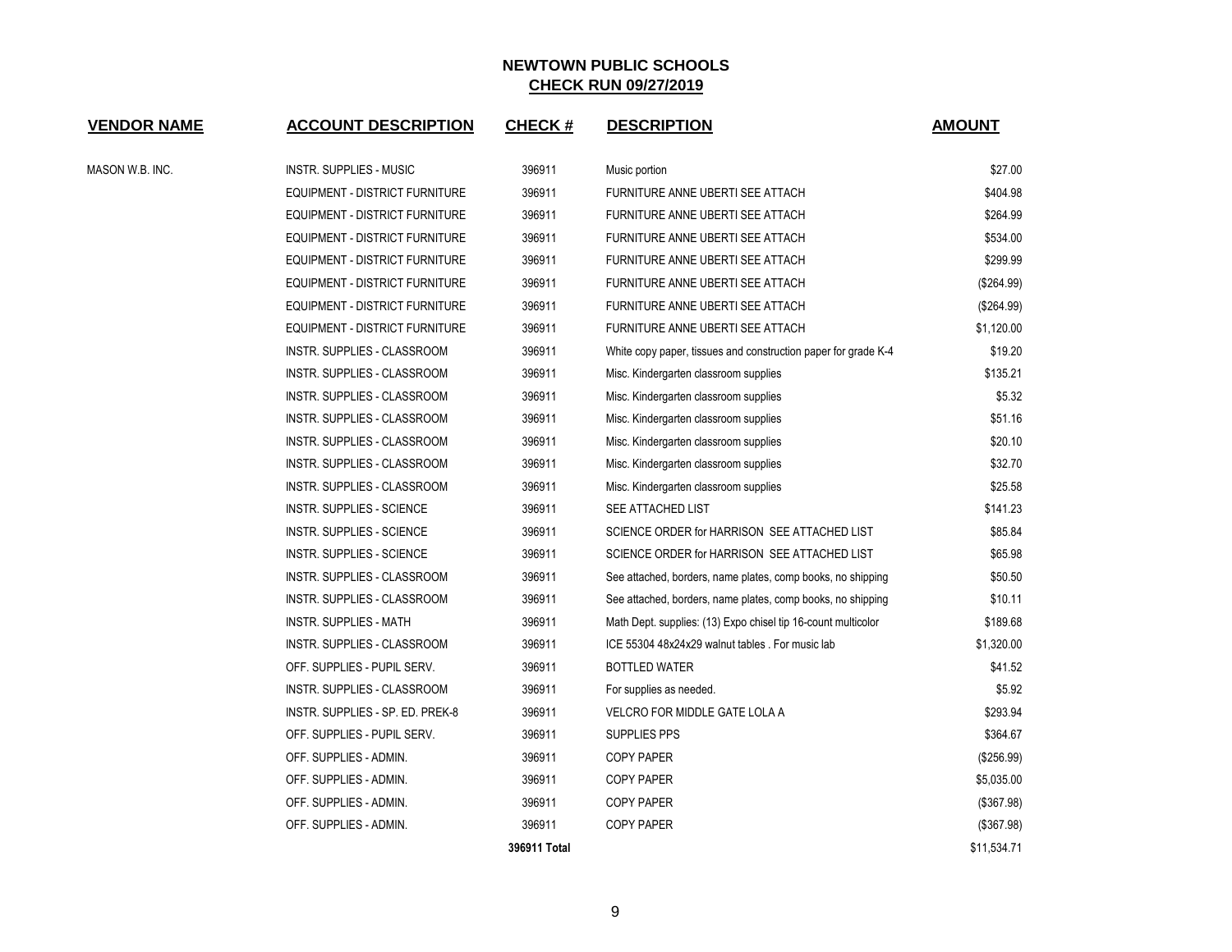**NEWTOWN PUBLIC SCHOOLS**
**CHECK RUN 09/27/2019**

| VENDOR NAME | ACCOUNT DESCRIPTION | CHECK # | DESCRIPTION | AMOUNT |
|---|---|---|---|---|
| MASON W.B. INC. | INSTR. SUPPLIES - MUSIC | 396911 | Music portion | $27.00 |
| | EQUIPMENT - DISTRICT FURNITURE | 396911 | FURNITURE ANNE UBERTI SEE ATTACH | $404.98 |
| | EQUIPMENT - DISTRICT FURNITURE | 396911 | FURNITURE ANNE UBERTI SEE ATTACH | $264.99 |
| | EQUIPMENT - DISTRICT FURNITURE | 396911 | FURNITURE ANNE UBERTI SEE ATTACH | $534.00 |
| | EQUIPMENT - DISTRICT FURNITURE | 396911 | FURNITURE ANNE UBERTI SEE ATTACH | $299.99 |
| | EQUIPMENT - DISTRICT FURNITURE | 396911 | FURNITURE ANNE UBERTI SEE ATTACH | ($264.99) |
| | EQUIPMENT - DISTRICT FURNITURE | 396911 | FURNITURE ANNE UBERTI SEE ATTACH | ($264.99) |
| | EQUIPMENT - DISTRICT FURNITURE | 396911 | FURNITURE ANNE UBERTI SEE ATTACH | $1,120.00 |
| | INSTR. SUPPLIES - CLASSROOM | 396911 | White copy paper, tissues and construction paper for grade K-4 | $19.20 |
| | INSTR. SUPPLIES - CLASSROOM | 396911 | Misc. Kindergarten classroom supplies | $135.21 |
| | INSTR. SUPPLIES - CLASSROOM | 396911 | Misc. Kindergarten classroom supplies | $5.32 |
| | INSTR. SUPPLIES - CLASSROOM | 396911 | Misc. Kindergarten classroom supplies | $51.16 |
| | INSTR. SUPPLIES - CLASSROOM | 396911 | Misc. Kindergarten classroom supplies | $20.10 |
| | INSTR. SUPPLIES - CLASSROOM | 396911 | Misc. Kindergarten classroom supplies | $32.70 |
| | INSTR. SUPPLIES - CLASSROOM | 396911 | Misc. Kindergarten classroom supplies | $25.58 |
| | INSTR. SUPPLIES - SCIENCE | 396911 | SEE ATTACHED LIST | $141.23 |
| | INSTR. SUPPLIES - SCIENCE | 396911 | SCIENCE ORDER for HARRISON SEE ATTACHED LIST | $85.84 |
| | INSTR. SUPPLIES - SCIENCE | 396911 | SCIENCE ORDER for HARRISON SEE ATTACHED LIST | $65.98 |
| | INSTR. SUPPLIES - CLASSROOM | 396911 | See attached, borders, name plates, comp books, no shipping | $50.50 |
| | INSTR. SUPPLIES - CLASSROOM | 396911 | See attached, borders, name plates, comp books, no shipping | $10.11 |
| | INSTR. SUPPLIES - MATH | 396911 | Math Dept. supplies: (13) Expo chisel tip 16-count multicolor | $189.68 |
| | INSTR. SUPPLIES - CLASSROOM | 396911 | ICE 55304 48x24x29 walnut tables . For music lab | $1,320.00 |
| | OFF. SUPPLIES - PUPIL SERV. | 396911 | BOTTLED WATER | $41.52 |
| | INSTR. SUPPLIES - CLASSROOM | 396911 | For supplies as needed. | $5.92 |
| | INSTR. SUPPLIES - SP. ED. PREK-8 | 396911 | VELCRO FOR MIDDLE GATE LOLA A | $293.94 |
| | OFF. SUPPLIES - PUPIL SERV. | 396911 | SUPPLIES PPS | $364.67 |
| | OFF. SUPPLIES - ADMIN. | 396911 | COPY PAPER | ($256.99) |
| | OFF. SUPPLIES - ADMIN. | 396911 | COPY PAPER | $5,035.00 |
| | OFF. SUPPLIES - ADMIN. | 396911 | COPY PAPER | ($367.98) |
| | OFF. SUPPLIES - ADMIN. | 396911 | COPY PAPER | ($367.98) |
| | | **396911 Total** | | $11,534.71 |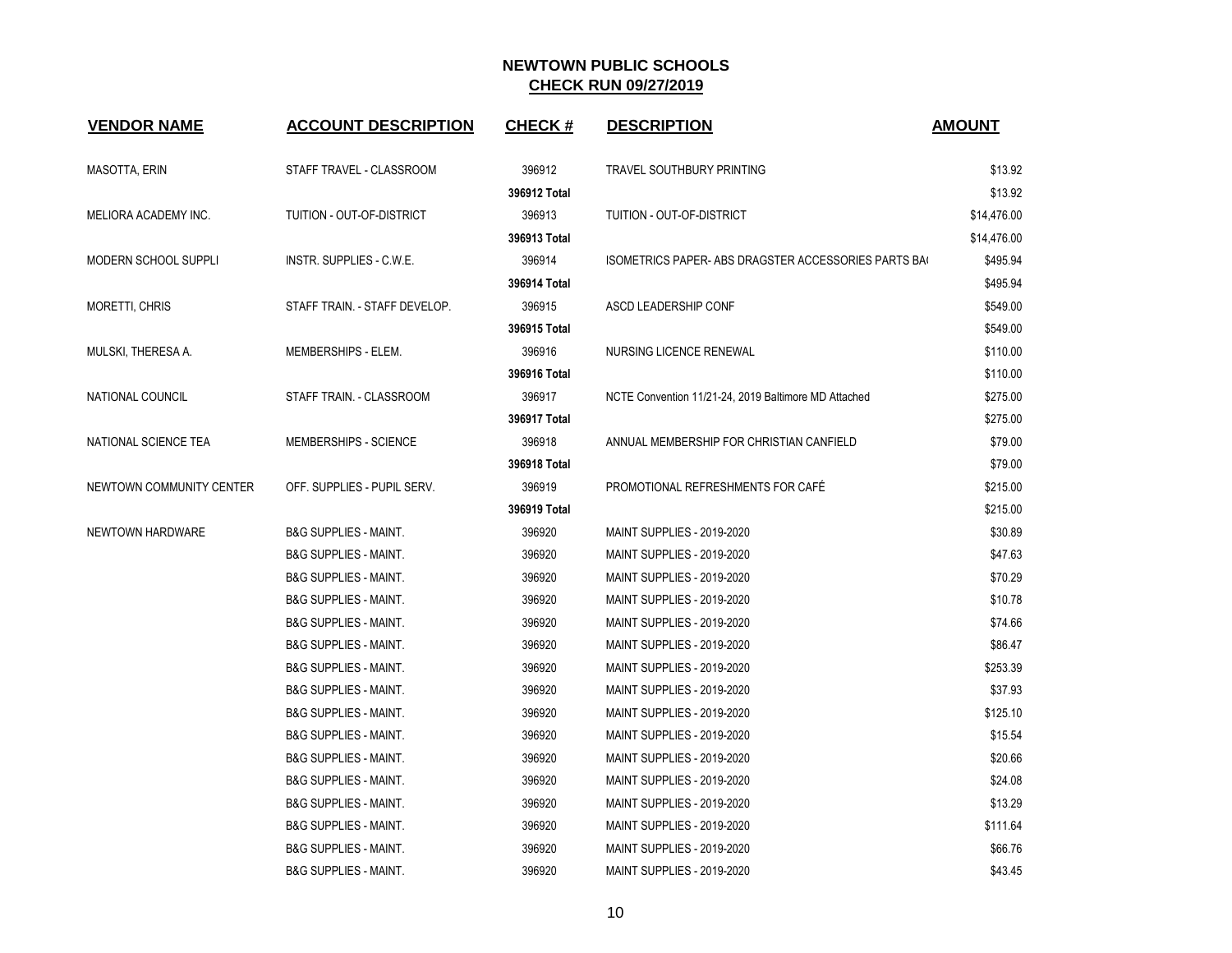# NEWTOWN PUBLIC SCHOOLS

## CHECK RUN 09/27/2019

| VENDOR NAME | ACCOUNT DESCRIPTION | CHECK # | DESCRIPTION | AMOUNT |
|---|---|---|---|---|
| MASOTTA, ERIN | STAFF TRAVEL - CLASSROOM | 396912 | TRAVEL SOUTHBURY PRINTING | $13.92 |
| | | **396912 Total** | | $13.92 |
| MELIORA ACADEMY INC. | TUITION - OUT-OF-DISTRICT | 396913 | TUITION - OUT-OF-DISTRICT | $14,476.00 |
| | | **396913 Total** | | $14,476.00 |
| MODERN SCHOOL SUPPLI | INSTR. SUPPLIES - C.W.E. | 396914 | ISOMETRICS PAPER- ABS DRAGSTER ACCESSORIES PARTS BA( | $495.94 |
| | | **396914 Total** | | $495.94 |
| MORETTI, CHRIS | STAFF TRAIN. - STAFF DEVELOP. | 396915 | ASCD LEADERSHIP CONF | $549.00 |
| | | **396915 Total** | | $549.00 |
| MULSKI, THERESA A. | MEMBERSHIPS - ELEM. | 396916 | NURSING LICENCE RENEWAL | $110.00 |
| | | **396916 Total** | | $110.00 |
| NATIONAL COUNCIL | STAFF TRAIN. - CLASSROOM | 396917 | NCTE Convention 11/21-24, 2019 Baltimore MD Attached | $275.00 |
| | | **396917 Total** | | $275.00 |
| NATIONAL SCIENCE TEA | MEMBERSHIPS - SCIENCE | 396918 | ANNUAL MEMBERSHIP FOR CHRISTIAN CANFIELD | $79.00 |
| | | **396918 Total** | | $79.00 |
| NEWTOWN COMMUNITY CENTER | OFF. SUPPLIES - PUPIL SERV. | 396919 | PROMOTIONAL REFRESHMENTS FOR CAFÉ | $215.00 |
| | | **396919 Total** | | $215.00 |
| NEWTOWN HARDWARE | B&G SUPPLIES - MAINT. | 396920 | MAINT SUPPLIES - 2019-2020 | $30.89 |
| | B&G SUPPLIES - MAINT. | 396920 | MAINT SUPPLIES - 2019-2020 | $47.63 |
| | B&G SUPPLIES - MAINT. | 396920 | MAINT SUPPLIES - 2019-2020 | $70.29 |
| | B&G SUPPLIES - MAINT. | 396920 | MAINT SUPPLIES - 2019-2020 | $10.78 |
| | B&G SUPPLIES - MAINT. | 396920 | MAINT SUPPLIES - 2019-2020 | $74.66 |
| | B&G SUPPLIES - MAINT. | 396920 | MAINT SUPPLIES - 2019-2020 | $86.47 |
| | B&G SUPPLIES - MAINT. | 396920 | MAINT SUPPLIES - 2019-2020 | $253.39 |
| | B&G SUPPLIES - MAINT. | 396920 | MAINT SUPPLIES - 2019-2020 | $37.93 |
| | B&G SUPPLIES - MAINT. | 396920 | MAINT SUPPLIES - 2019-2020 | $125.10 |
| | B&G SUPPLIES - MAINT. | 396920 | MAINT SUPPLIES - 2019-2020 | $15.54 |
| | B&G SUPPLIES - MAINT. | 396920 | MAINT SUPPLIES - 2019-2020 | $20.66 |
| | B&G SUPPLIES - MAINT. | 396920 | MAINT SUPPLIES - 2019-2020 | $24.08 |
| | B&G SUPPLIES - MAINT. | 396920 | MAINT SUPPLIES - 2019-2020 | $13.29 |
| | B&G SUPPLIES - MAINT. | 396920 | MAINT SUPPLIES - 2019-2020 | $111.64 |
| | B&G SUPPLIES - MAINT. | 396920 | MAINT SUPPLIES - 2019-2020 | $66.76 |
| | B&G SUPPLIES - MAINT. | 396920 | MAINT SUPPLIES - 2019-2020 | $43.45 |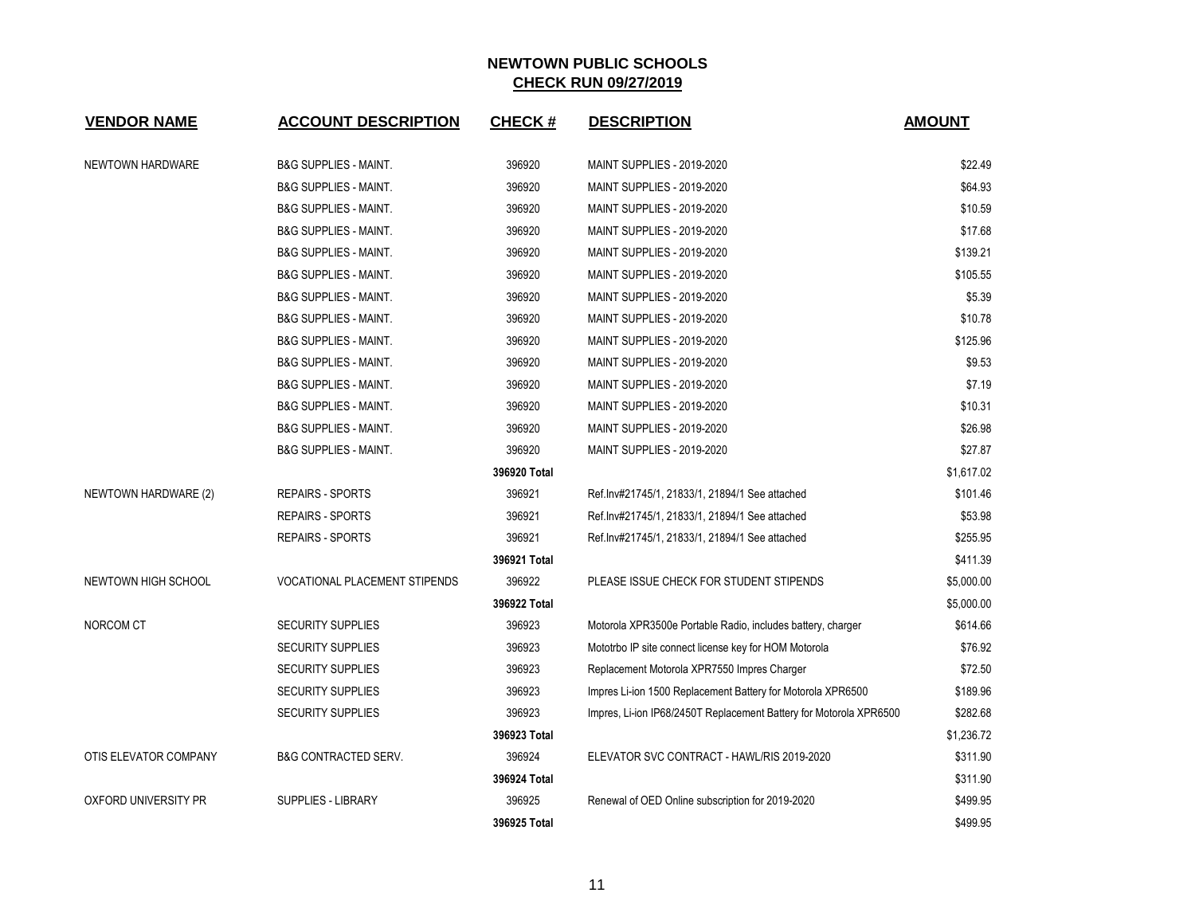## NEWTOWN PUBLIC SCHOOLS
## CHECK RUN 09/27/2019

| VENDOR NAME | ACCOUNT DESCRIPTION | CHECK # | DESCRIPTION | AMOUNT |
|---|---|---|---|---|
| NEWTOWN HARDWARE | B&G SUPPLIES - MAINT. | 396920 | MAINT SUPPLIES - 2019-2020 | $22.49 |
| | B&G SUPPLIES - MAINT. | 396920 | MAINT SUPPLIES - 2019-2020 | $64.93 |
| | B&G SUPPLIES - MAINT. | 396920 | MAINT SUPPLIES - 2019-2020 | $10.59 |
| | B&G SUPPLIES - MAINT. | 396920 | MAINT SUPPLIES - 2019-2020 | $17.68 |
| | B&G SUPPLIES - MAINT. | 396920 | MAINT SUPPLIES - 2019-2020 | $139.21 |
| | B&G SUPPLIES - MAINT. | 396920 | MAINT SUPPLIES - 2019-2020 | $105.55 |
| | B&G SUPPLIES - MAINT. | 396920 | MAINT SUPPLIES - 2019-2020 | $5.39 |
| | B&G SUPPLIES - MAINT. | 396920 | MAINT SUPPLIES - 2019-2020 | $10.78 |
| | B&G SUPPLIES - MAINT. | 396920 | MAINT SUPPLIES - 2019-2020 | $125.96 |
| | B&G SUPPLIES - MAINT. | 396920 | MAINT SUPPLIES - 2019-2020 | $9.53 |
| | B&G SUPPLIES - MAINT. | 396920 | MAINT SUPPLIES - 2019-2020 | $7.19 |
| | B&G SUPPLIES - MAINT. | 396920 | MAINT SUPPLIES - 2019-2020 | $10.31 |
| | B&G SUPPLIES - MAINT. | 396920 | MAINT SUPPLIES - 2019-2020 | $26.98 |
| | B&G SUPPLIES - MAINT. | 396920 | MAINT SUPPLIES - 2019-2020 | $27.87 |
| | | **396920 Total** | | $1,617.02 |
| NEWTOWN HARDWARE (2) | REPAIRS - SPORTS | 396921 | Ref.Inv#21745/1, 21833/1, 21894/1 See attached | $101.46 |
| | REPAIRS - SPORTS | 396921 | Ref.Inv#21745/1, 21833/1, 21894/1 See attached | $53.98 |
| | REPAIRS - SPORTS | 396921 | Ref.Inv#21745/1, 21833/1, 21894/1 See attached | $255.95 |
| | | **396921 Total** | | $411.39 |
| NEWTOWN HIGH SCHOOL | VOCATIONAL PLACEMENT STIPENDS | 396922 | PLEASE ISSUE CHECK FOR STUDENT STIPENDS | $5,000.00 |
| | | **396922 Total** | | $5,000.00 |
| NORCOM CT | SECURITY SUPPLIES | 396923 | Motorola XPR3500e Portable Radio, includes battery, charger | $614.66 |
| | SECURITY SUPPLIES | 396923 | Mototrbo IP site connect license key for HOM Motorola | $76.92 |
| | SECURITY SUPPLIES | 396923 | Replacement Motorola XPR7550 Impres Charger | $72.50 |
| | SECURITY SUPPLIES | 396923 | Impres Li-ion 1500 Replacement Battery for Motorola XPR6500 | $189.96 |
| | SECURITY SUPPLIES | 396923 | Impres, Li-ion IP68/2450T Replacement Battery for Motorola XPR6500 | $282.68 |
| | | **396923 Total** | | $1,236.72 |
| OTIS ELEVATOR COMPANY | B&G CONTRACTED SERV. | 396924 | ELEVATOR SVC CONTRACT - HAWL/RIS 2019-2020 | $311.90 |
| | | **396924 Total** | | $311.90 |
| OXFORD UNIVERSITY PR | SUPPLIES - LIBRARY | 396925 | Renewal of OED Online subscription for 2019-2020 | $499.95 |
| | | **396925 Total** | | $499.95 |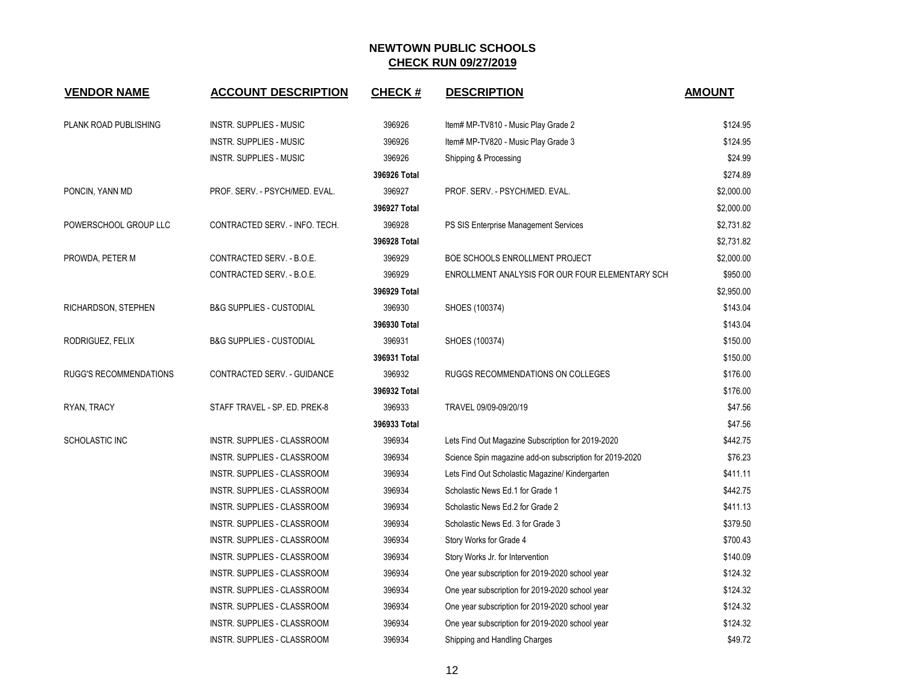# NEWTOWN PUBLIC SCHOOLS

## CHECK RUN 09/27/2019

| VENDOR NAME | ACCOUNT DESCRIPTION | CHECK # | DESCRIPTION | AMOUNT |
|---|---|---|---|---|
| PLANK ROAD PUBLISHING | INSTR. SUPPLIES - MUSIC | 396926 | Item# MP-TV810 - Music Play Grade 2 | $124.95 |
| | INSTR. SUPPLIES - MUSIC | 396926 | Item# MP-TV820 - Music Play Grade 3 | $124.95 |
| | INSTR. SUPPLIES - MUSIC | 396926 | Shipping & Processing | $24.99 |
| | | **396926 Total** | | $274.89 |
| PONCIN, YANN MD | PROF. SERV. - PSYCH/MED. EVAL. | 396927 | PROF. SERV. - PSYCH/MED. EVAL. | $2,000.00 |
| | | **396927 Total** | | $2,000.00 |
| POWERSCHOOL GROUP LLC | CONTRACTED SERV. - INFO. TECH. | 396928 | PS SIS Enterprise Management Services | $2,731.82 |
| | | **396928 Total** | | $2,731.82 |
| PROWDA, PETER M | CONTRACTED SERV. - B.O.E. | 396929 | BOE SCHOOLS ENROLLMENT PROJECT | $2,000.00 |
| | CONTRACTED SERV. - B.O.E. | 396929 | ENROLLMENT ANALYSIS FOR OUR FOUR ELEMENTARY SCH | $950.00 |
| | | **396929 Total** | | $2,950.00 |
| RICHARDSON, STEPHEN | B&G SUPPLIES - CUSTODIAL | 396930 | SHOES (100374) | $143.04 |
| | | **396930 Total** | | $143.04 |
| RODRIGUEZ, FELIX | B&G SUPPLIES - CUSTODIAL | 396931 | SHOES (100374) | $150.00 |
| | | **396931 Total** | | $150.00 |
| RUGG'S RECOMMENDATIONS | CONTRACTED SERV. - GUIDANCE | 396932 | RUGGS RECOMMENDATIONS ON COLLEGES | $176.00 |
| | | **396932 Total** | | $176.00 |
| RYAN, TRACY | STAFF TRAVEL - SP. ED. PREK-8 | 396933 | TRAVEL 09/09-09/20/19 | $47.56 |
| | | **396933 Total** | | $47.56 |
| SCHOLASTIC INC | INSTR. SUPPLIES - CLASSROOM | 396934 | Lets Find Out Magazine Subscription for 2019-2020 | $442.75 |
| | INSTR. SUPPLIES - CLASSROOM | 396934 | Science Spin magazine add-on subscription for 2019-2020 | $76.23 |
| | INSTR. SUPPLIES - CLASSROOM | 396934 | Lets Find Out Scholastic Magazine/ Kindergarten | $411.11 |
| | INSTR. SUPPLIES - CLASSROOM | 396934 | Scholastic News Ed.1 for Grade 1 | $442.75 |
| | INSTR. SUPPLIES - CLASSROOM | 396934 | Scholastic News Ed.2 for Grade 2 | $411.13 |
| | INSTR. SUPPLIES - CLASSROOM | 396934 | Scholastic News Ed. 3 for Grade 3 | $379.50 |
| | INSTR. SUPPLIES - CLASSROOM | 396934 | Story Works for Grade 4 | $700.43 |
| | INSTR. SUPPLIES - CLASSROOM | 396934 | Story Works Jr. for Intervention | $140.09 |
| | INSTR. SUPPLIES - CLASSROOM | 396934 | One year subscription for 2019-2020 school year | $124.32 |
| | INSTR. SUPPLIES - CLASSROOM | 396934 | One year subscription for 2019-2020 school year | $124.32 |
| | INSTR. SUPPLIES - CLASSROOM | 396934 | One year subscription for 2019-2020 school year | $124.32 |
| | INSTR. SUPPLIES - CLASSROOM | 396934 | One year subscription for 2019-2020 school year | $124.32 |
| | INSTR. SUPPLIES - CLASSROOM | 396934 | Shipping and Handling Charges | $49.72 |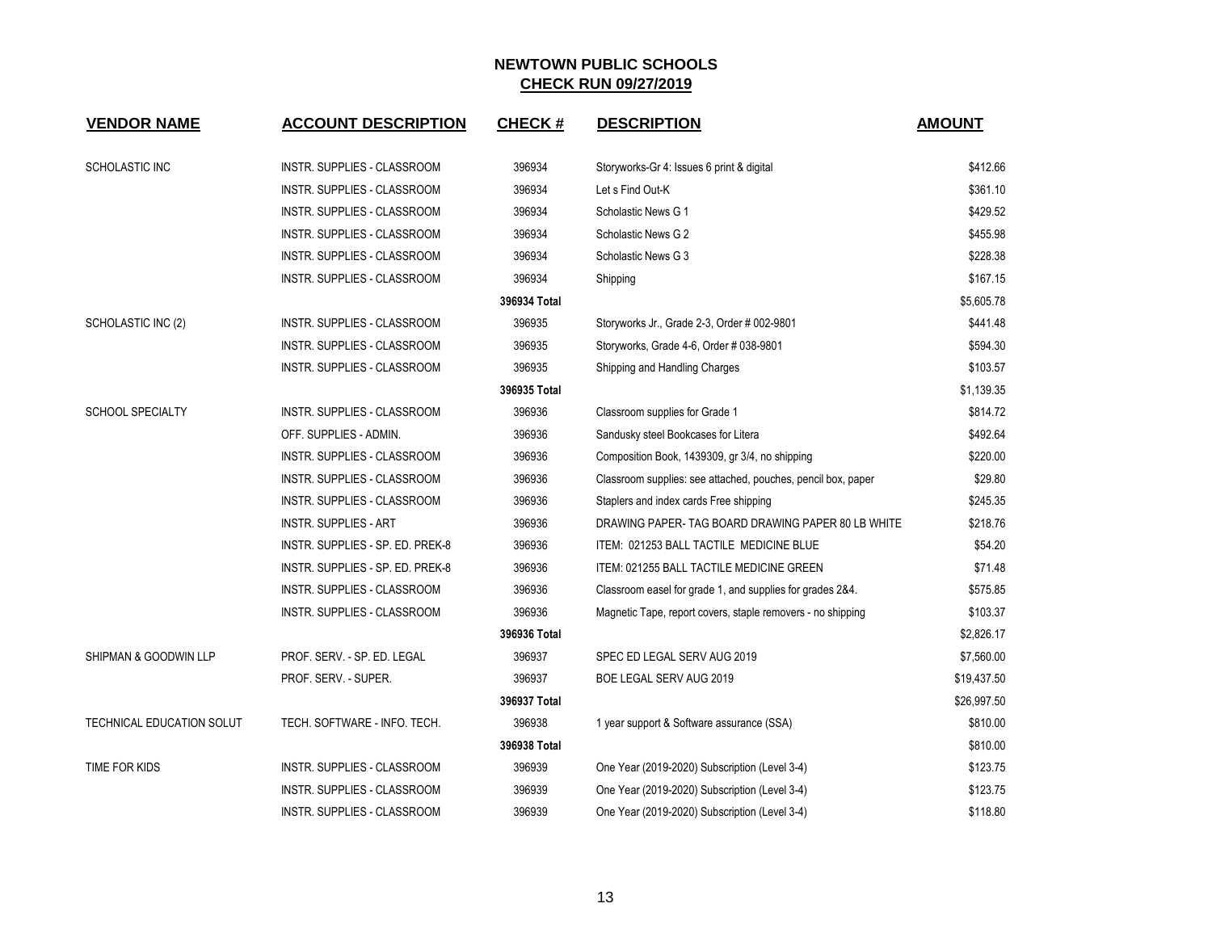# NEWTOWN PUBLIC SCHOOLS
## CHECK RUN 09/27/2019

| VENDOR NAME | ACCOUNT DESCRIPTION | CHECK # | DESCRIPTION | AMOUNT |
|---|---|---|---|---|
| SCHOLASTIC INC | INSTR. SUPPLIES - CLASSROOM | 396934 | Storyworks-Gr 4: Issues 6 print & digital | $412.66 |
| | INSTR. SUPPLIES - CLASSROOM | 396934 | Let s Find Out-K | $361.10 |
| | INSTR. SUPPLIES - CLASSROOM | 396934 | Scholastic News G 1 | $429.52 |
| | INSTR. SUPPLIES - CLASSROOM | 396934 | Scholastic News G 2 | $455.98 |
| | INSTR. SUPPLIES - CLASSROOM | 396934 | Scholastic News G 3 | $228.38 |
| | INSTR. SUPPLIES - CLASSROOM | 396934 | Shipping | $167.15 |
| | | **396934 Total** | | $5,605.78 |
| SCHOLASTIC INC (2) | INSTR. SUPPLIES - CLASSROOM | 396935 | Storyworks Jr., Grade 2-3, Order # 002-9801 | $441.48 |
| | INSTR. SUPPLIES - CLASSROOM | 396935 | Storyworks, Grade 4-6, Order # 038-9801 | $594.30 |
| | INSTR. SUPPLIES - CLASSROOM | 396935 | Shipping and Handling Charges | $103.57 |
| | | **396935 Total** | | $1,139.35 |
| SCHOOL SPECIALTY | INSTR. SUPPLIES - CLASSROOM | 396936 | Classroom supplies for Grade 1 | $814.72 |
| | OFF. SUPPLIES - ADMIN. | 396936 | Sandusky steel Bookcases for Litera | $492.64 |
| | INSTR. SUPPLIES - CLASSROOM | 396936 | Composition Book, 1439309, gr 3/4, no shipping | $220.00 |
| | INSTR. SUPPLIES - CLASSROOM | 396936 | Classroom supplies: see attached, pouches, pencil box, paper | $29.80 |
| | INSTR. SUPPLIES - CLASSROOM | 396936 | Staplers and index cards Free shipping | $245.35 |
| | INSTR. SUPPLIES - ART | 396936 | DRAWING PAPER- TAG BOARD DRAWING PAPER 80 LB WHITE | $218.76 |
| | INSTR. SUPPLIES - SP. ED. PREK-8 | 396936 | ITEM: 021253 BALL TACTILE MEDICINE BLUE | $54.20 |
| | INSTR. SUPPLIES - SP. ED. PREK-8 | 396936 | ITEM: 021255 BALL TACTILE MEDICINE GREEN | $71.48 |
| | INSTR. SUPPLIES - CLASSROOM | 396936 | Classroom easel for grade 1, and supplies for grades 2&4. | $575.85 |
| | INSTR. SUPPLIES - CLASSROOM | 396936 | Magnetic Tape, report covers, staple removers - no shipping | $103.37 |
| | | **396936 Total** | | $2,826.17 |
| SHIPMAN & GOODWIN LLP | PROF. SERV. - SP. ED. LEGAL | 396937 | SPEC ED LEGAL SERV AUG 2019 | $7,560.00 |
| | PROF. SERV. - SUPER. | 396937 | BOE LEGAL SERV AUG 2019 | $19,437.50 |
| | | **396937 Total** | | $26,997.50 |
| TECHNICAL EDUCATION SOLUT | TECH. SOFTWARE - INFO. TECH. | 396938 | 1 year support & Software assurance (SSA) | $810.00 |
| | | **396938 Total** | | $810.00 |
| TIME FOR KIDS | INSTR. SUPPLIES - CLASSROOM | 396939 | One Year (2019-2020) Subscription (Level 3-4) | $123.75 |
| | INSTR. SUPPLIES - CLASSROOM | 396939 | One Year (2019-2020) Subscription (Level 3-4) | $123.75 |
| | INSTR. SUPPLIES - CLASSROOM | 396939 | One Year (2019-2020) Subscription (Level 3-4) | $118.80 |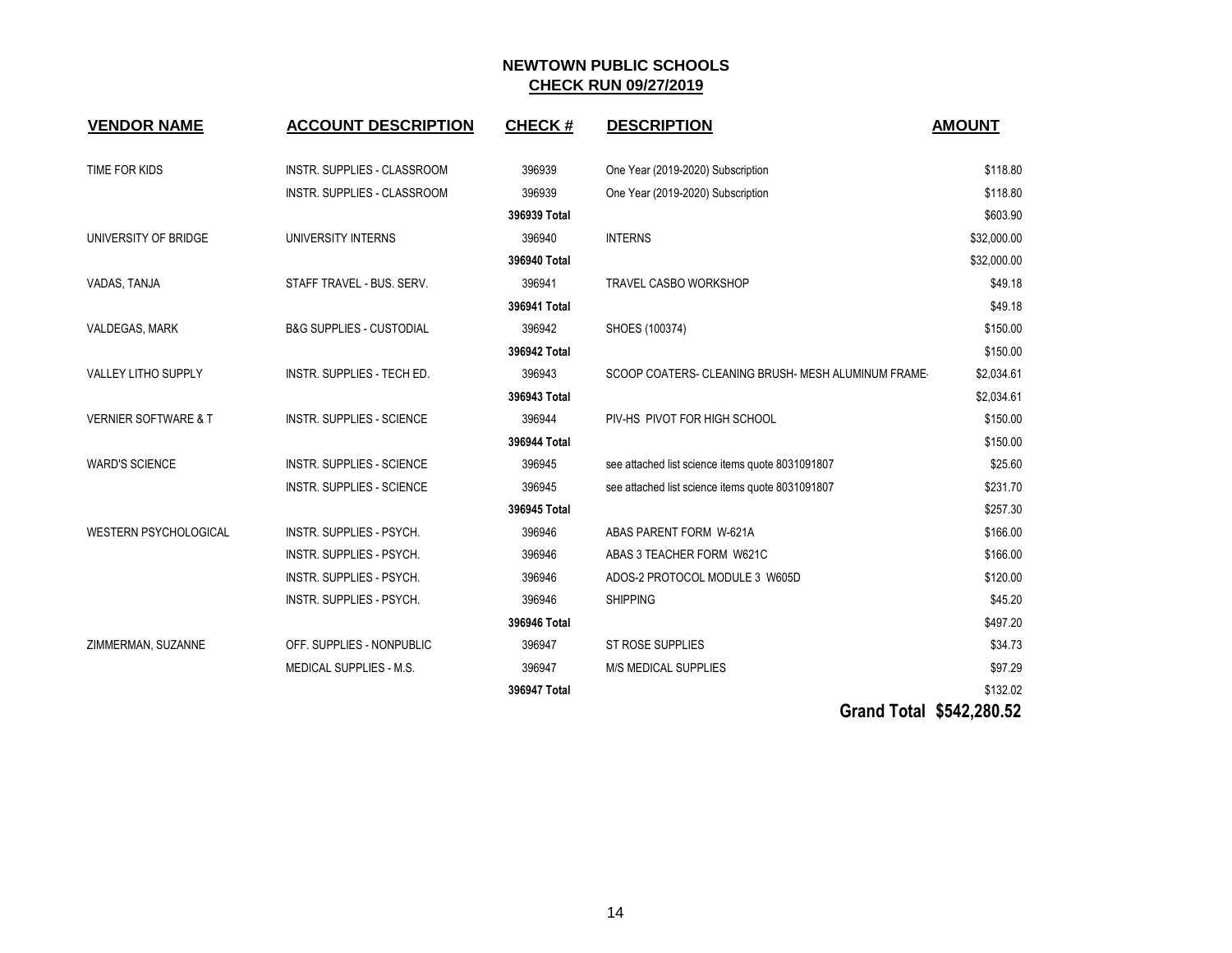# NEWTOWN PUBLIC SCHOOLS

## CHECK RUN 09/27/2019

| VENDOR NAME | ACCOUNT DESCRIPTION | CHECK # | DESCRIPTION | AMOUNT |
|---|---|---|---|---|
| TIME FOR KIDS | INSTR. SUPPLIES - CLASSROOM | 396939 | One Year (2019-2020) Subscription | $118.80 |
| | INSTR. SUPPLIES - CLASSROOM | 396939 | One Year (2019-2020) Subscription | $118.80 |
| | | **396939 Total** | | $603.90 |
| UNIVERSITY OF BRIDGE | UNIVERSITY INTERNS | 396940 | INTERNS | $32,000.00 |
| | | **396940 Total** | | $32,000.00 |
| VADAS, TANJA | STAFF TRAVEL - BUS. SERV. | 396941 | TRAVEL CASBO WORKSHOP | $49.18 |
| | | **396941 Total** | | $49.18 |
| VALDEGAS, MARK | B&G SUPPLIES - CUSTODIAL | 396942 | SHOES (100374) | $150.00 |
| | | **396942 Total** | | $150.00 |
| VALLEY LITHO SUPPLY | INSTR. SUPPLIES - TECH ED. | 396943 | SCOOP COATERS- CLEANING BRUSH- MESH ALUMINUM FRAME- | $2,034.61 |
| | | **396943 Total** | | $2,034.61 |
| VERNIER SOFTWARE & T | INSTR. SUPPLIES - SCIENCE | 396944 | PIV-HS PIVOT FOR HIGH SCHOOL | $150.00 |
| | | **396944 Total** | | $150.00 |
| WARD'S SCIENCE | INSTR. SUPPLIES - SCIENCE | 396945 | see attached list science items quote 8031091807 | $25.60 |
| | INSTR. SUPPLIES - SCIENCE | 396945 | see attached list science items quote 8031091807 | $231.70 |
| | | **396945 Total** | | $257.30 |
| WESTERN PSYCHOLOGICAL | INSTR. SUPPLIES - PSYCH. | 396946 | ABAS PARENT FORM W-621A | $166.00 |
| | INSTR. SUPPLIES - PSYCH. | 396946 | ABAS 3 TEACHER FORM W621C | $166.00 |
| | INSTR. SUPPLIES - PSYCH. | 396946 | ADOS-2 PROTOCOL MODULE 3 W605D | $120.00 |
| | INSTR. SUPPLIES - PSYCH. | 396946 | SHIPPING | $45.20 |
| | | **396946 Total** | | $497.20 |
| ZIMMERMAN, SUZANNE | OFF. SUPPLIES - NONPUBLIC | 396947 | ST ROSE SUPPLIES | $34.73 |
| | MEDICAL SUPPLIES - M.S. | 396947 | M/S MEDICAL SUPPLIES | $97.29 |
| | | **396947 Total** | | $132.02 |
| | | | **Grand Total** | **$542,280.52** |